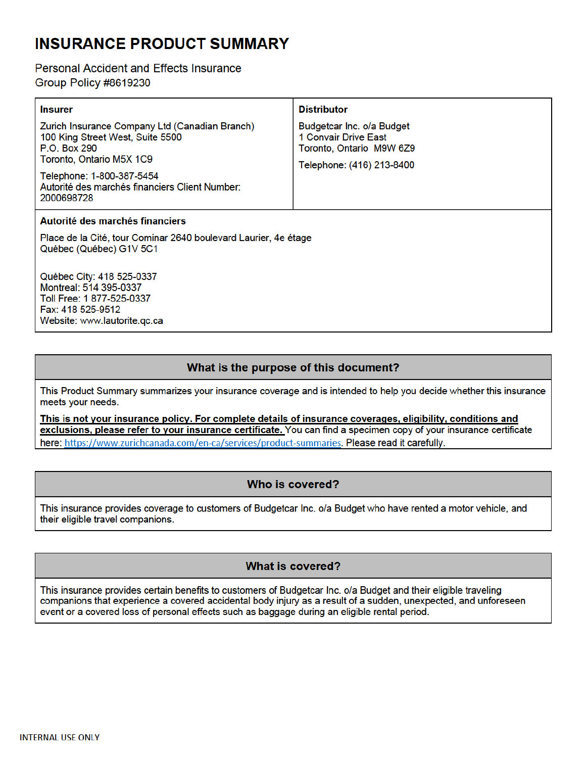# INSURANCE PRODUCT SUMMARY

Personal Accident and Effects Insurance
Group Policy #8619230

| Insurer | Distributor |
| --- | --- |
| Zurich Insurance Company Ltd (Canadian Branch)<br>100 King Street West, Suite 5500<br>P.O. Box 290<br>Toronto, Ontario M5X 1C9<br><br>Telephone: 1-800-387-5454<br>Autorité des marchés financiers Client Number: 2000698728 | Budgetcar Inc. o/a Budget<br>1 Convair Drive East<br>Toronto, Ontario M9W 6Z9<br><br>Telephone: (416) 213-8400 |

**Autorité des marchés financiers**

Place de la Cité, tour Cominar 2640 boulevard Laurier, 4e étage
Québec (Québec) G1V 5C1

Québec City: 418 525-0337
Montreal: 514 395-0337
Toll Free: 1 877-525-0337
Fax: 418 525-9512
Website: www.lautorite.qc.ca

## What is the purpose of this document?

This Product Summary summarizes your insurance coverage and is intended to help you decide whether this insurance meets your needs.

**This is not your insurance policy. For complete details of insurance coverages, eligibility, conditions and exclusions, please refer to your insurance certificate.** You can find a specimen copy of your insurance certificate here: https://www.zurichcanada.com/en-ca/services/product-summaries. Please read it carefully.

## Who is covered?

This insurance provides coverage to customers of Budgetcar Inc. o/a Budget who have rented a motor vehicle, and their eligible travel companions.

## What is covered?

This insurance provides certain benefits to customers of Budgetcar Inc. o/a Budget and their eligible traveling companions that experience a covered accidental body injury as a result of a sudden, unexpected, and unforeseen event or a covered loss of personal effects such as baggage during an eligible rental period.

INTERNAL USE ONLY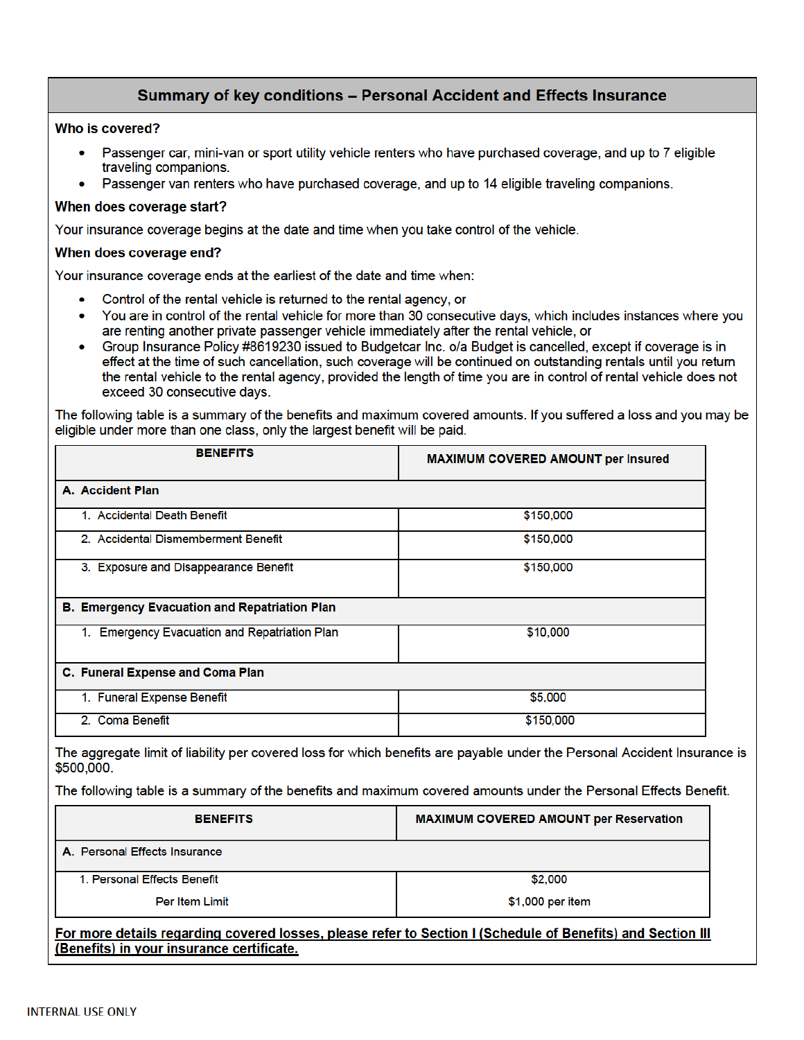## Summary of key conditions – Personal Accident and Effects Insurance

**Who is covered?**

- Passenger car, mini-van or sport utility vehicle renters who have purchased coverage, and up to 7 eligible traveling companions.
- Passenger van renters who have purchased coverage, and up to 14 eligible traveling companions.

**When does coverage start?**

Your insurance coverage begins at the date and time when you take control of the vehicle.

**When does coverage end?**

Your insurance coverage ends at the earliest of the date and time when:

- Control of the rental vehicle is returned to the rental agency, or
- You are in control of the rental vehicle for more than 30 consecutive days, which includes instances where you are renting another private passenger vehicle immediately after the rental vehicle, or
- Group Insurance Policy #8619230 issued to Budgetcar Inc. o/a Budget is cancelled, except if coverage is in effect at the time of such cancellation, such coverage will be continued on outstanding rentals until you return the rental vehicle to the rental agency, provided the length of time you are in control of rental vehicle does not exceed 30 consecutive days.

The following table is a summary of the benefits and maximum covered amounts. If you suffered a loss and you may be eligible under more than one class, only the largest benefit will be paid.

| BENEFITS | MAXIMUM COVERED AMOUNT per Insured |
|---|---|
| **A. Accident Plan** | |
| 1. Accidental Death Benefit | $150,000 |
| 2. Accidental Dismemberment Benefit | $150,000 |
| 3. Exposure and Disappearance Benefit | $150,000 |
| **B. Emergency Evacuation and Repatriation Plan** | |
| 1. Emergency Evacuation and Repatriation Plan | $10,000 |
| **C. Funeral Expense and Coma Plan** | |
| 1. Funeral Expense Benefit | $5,000 |
| 2. Coma Benefit | $150,000 |

The aggregate limit of liability per covered loss for which benefits are payable under the Personal Accident Insurance is $500,000.

The following table is a summary of the benefits and maximum covered amounts under the Personal Effects Benefit.

| BENEFITS | MAXIMUM COVERED AMOUNT per Reservation |
|---|---|
| A. Personal Effects Insurance | |
| 1. Personal Effects Benefit | $2,000 |
| Per Item Limit | $1,000 per item |

**For more details regarding covered losses, please refer to Section I (Schedule of Benefits) and Section III (Benefits) in your insurance certificate.**

INTERNAL USE ONLY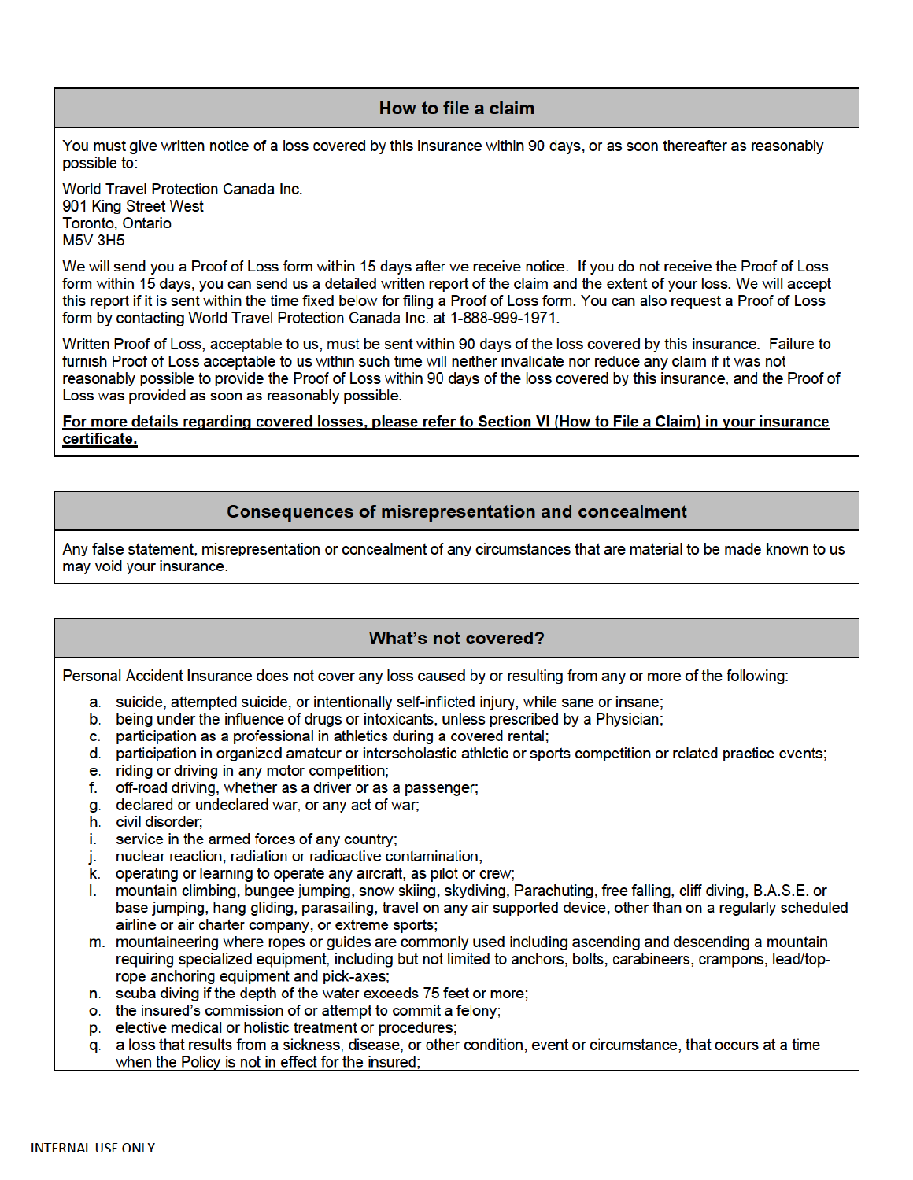## How to file a claim

You must give written notice of a loss covered by this insurance within 90 days, or as soon thereafter as reasonably possible to:

World Travel Protection Canada Inc.
901 King Street West
Toronto, Ontario
M5V 3H5

We will send you a Proof of Loss form within 15 days after we receive notice. If you do not receive the Proof of Loss form within 15 days, you can send us a detailed written report of the claim and the extent of your loss. We will accept this report if it is sent within the time fixed below for filing a Proof of Loss form. You can also request a Proof of Loss form by contacting World Travel Protection Canada Inc. at 1-888-999-1971.

Written Proof of Loss, acceptable to us, must be sent within 90 days of the loss covered by this insurance. Failure to furnish Proof of Loss acceptable to us within such time will neither invalidate nor reduce any claim if it was not reasonably possible to provide the Proof of Loss within 90 days of the loss covered by this insurance, and the Proof of Loss was provided as soon as reasonably possible.

**For more details regarding covered losses, please refer to Section VI (How to File a Claim) in your insurance certificate.**

## Consequences of misrepresentation and concealment

Any false statement, misrepresentation or concealment of any circumstances that are material to be made known to us may void your insurance.

## What's not covered?

Personal Accident Insurance does not cover any loss caused by or resulting from any or more of the following:

a. suicide, attempted suicide, or intentionally self-inflicted injury, while sane or insane;
b. being under the influence of drugs or intoxicants, unless prescribed by a Physician;
c. participation as a professional in athletics during a covered rental;
d. participation in organized amateur or interscholastic athletic or sports competition or related practice events;
e. riding or driving in any motor competition;
f. off-road driving, whether as a driver or as a passenger;
g. declared or undeclared war, or any act of war;
h. civil disorder;
i. service in the armed forces of any country;
j. nuclear reaction, radiation or radioactive contamination;
k. operating or learning to operate any aircraft, as pilot or crew;
l. mountain climbing, bungee jumping, snow skiing, skydiving, Parachuting, free falling, cliff diving, B.A.S.E. or base jumping, hang gliding, parasailing, travel on any air supported device, other than on a regularly scheduled airline or air charter company, or extreme sports;
m. mountaineering where ropes or guides are commonly used including ascending and descending a mountain requiring specialized equipment, including but not limited to anchors, bolts, carabineers, crampons, lead/top-rope anchoring equipment and pick-axes;
n. scuba diving if the depth of the water exceeds 75 feet or more;
o. the insured's commission of or attempt to commit a felony;
p. elective medical or holistic treatment or procedures;
q. a loss that results from a sickness, disease, or other condition, event or circumstance, that occurs at a time when the Policy is not in effect for the insured;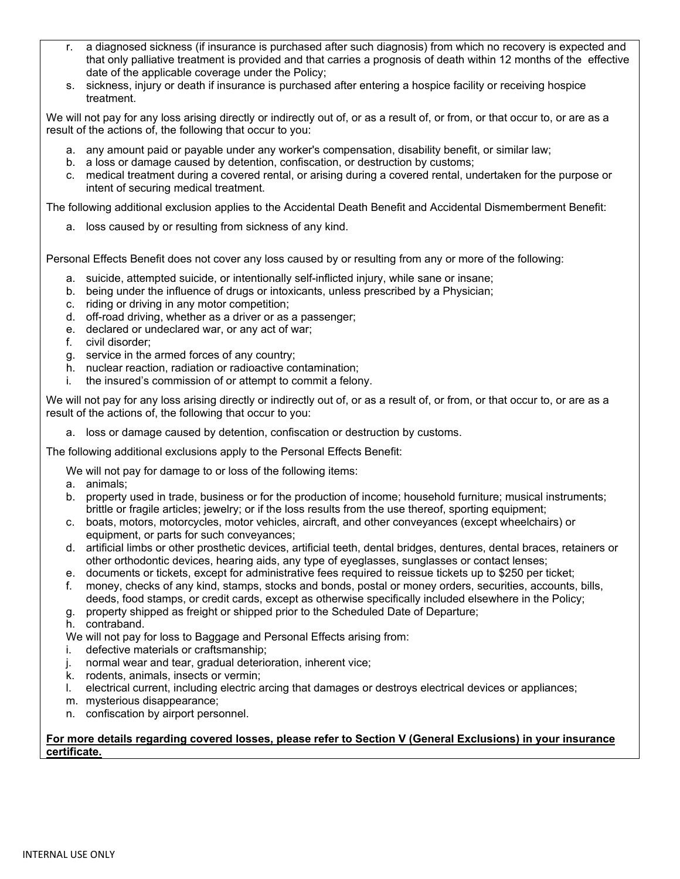r. a diagnosed sickness (if insurance is purchased after such diagnosis) from which no recovery is expected and that only palliative treatment is provided and that carries a prognosis of death within 12 months of the effective date of the applicable coverage under the Policy;
s. sickness, injury or death if insurance is purchased after entering a hospice facility or receiving hospice treatment.

We will not pay for any loss arising directly or indirectly out of, or as a result of, or from, or that occur to, or are as a result of the actions of, the following that occur to you:

a. any amount paid or payable under any worker's compensation, disability benefit, or similar law;
b. a loss or damage caused by detention, confiscation, or destruction by customs;
c. medical treatment during a covered rental, or arising during a covered rental, undertaken for the purpose or intent of securing medical treatment.

The following additional exclusion applies to the Accidental Death Benefit and Accidental Dismemberment Benefit:

a. loss caused by or resulting from sickness of any kind.

Personal Effects Benefit does not cover any loss caused by or resulting from any or more of the following:

a. suicide, attempted suicide, or intentionally self-inflicted injury, while sane or insane;
b. being under the influence of drugs or intoxicants, unless prescribed by a Physician;
c. riding or driving in any motor competition;
d. off-road driving, whether as a driver or as a passenger;
e. declared or undeclared war, or any act of war;
f. civil disorder;
g. service in the armed forces of any country;
h. nuclear reaction, radiation or radioactive contamination;
i. the insured's commission of or attempt to commit a felony.

We will not pay for any loss arising directly or indirectly out of, or as a result of, or from, or that occur to, or are as a result of the actions of, the following that occur to you:

a. loss or damage caused by detention, confiscation or destruction by customs.

The following additional exclusions apply to the Personal Effects Benefit:

We will not pay for damage to or loss of the following items:

a. animals;
b. property used in trade, business or for the production of income; household furniture; musical instruments; brittle or fragile articles; jewelry; or if the loss results from the use thereof, sporting equipment;
c. boats, motors, motorcycles, motor vehicles, aircraft, and other conveyances (except wheelchairs) or equipment, or parts for such conveyances;
d. artificial limbs or other prosthetic devices, artificial teeth, dental bridges, dentures, dental braces, retainers or other orthodontic devices, hearing aids, any type of eyeglasses, sunglasses or contact lenses;
e. documents or tickets, except for administrative fees required to reissue tickets up to $250 per ticket;
f. money, checks of any kind, stamps, stocks and bonds, postal or money orders, securities, accounts, bills, deeds, food stamps, or credit cards, except as otherwise specifically included elsewhere in the Policy;
g. property shipped as freight or shipped prior to the Scheduled Date of Departure;
h. contraband.

We will not pay for loss to Baggage and Personal Effects arising from:

i. defective materials or craftsmanship;
j. normal wear and tear, gradual deterioration, inherent vice;
k. rodents, animals, insects or vermin;
l. electrical current, including electric arcing that damages or destroys electrical devices or appliances;
m. mysterious disappearance;
n. confiscation by airport personnel.

**For more details regarding covered losses, please refer to Section V (General Exclusions) in your insurance certificate.**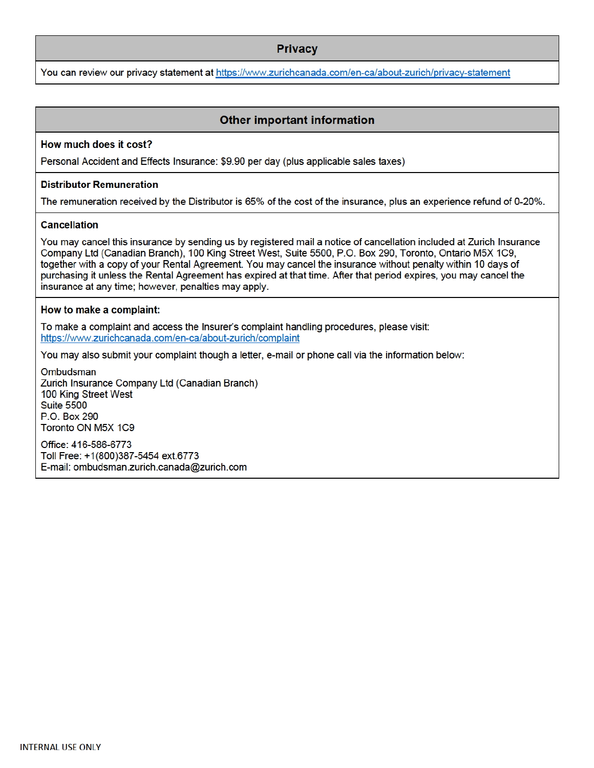## Privacy

You can review our privacy statement at https://www.zurichcanada.com/en-ca/about-zurich/privacy-statement

## Other important information

**How much does it cost?**

Personal Accident and Effects Insurance: $9.90 per day (plus applicable sales taxes)

**Distributor Remuneration**

The remuneration received by the Distributor is 65% of the cost of the insurance, plus an experience refund of 0-20%.

**Cancellation**

You may cancel this insurance by sending us by registered mail a notice of cancellation included at Zurich Insurance Company Ltd (Canadian Branch), 100 King Street West, Suite 5500, P.O. Box 290, Toronto, Ontario M5X 1C9, together with a copy of your Rental Agreement. You may cancel the insurance without penalty within 10 days of purchasing it unless the Rental Agreement has expired at that time. After that period expires, you may cancel the insurance at any time; however, penalties may apply.

**How to make a complaint:**

To make a complaint and access the Insurer's complaint handling procedures, please visit: https://www.zurichcanada.com/en-ca/about-zurich/complaint

You may also submit your complaint though a letter, e-mail or phone call via the information below:

Ombudsman
Zurich Insurance Company Ltd (Canadian Branch)
100 King Street West
Suite 5500
P.O. Box 290
Toronto ON M5X 1C9

Office: 416-586-6773
Toll Free: +1(800)387-5454 ext.6773
E-mail: ombudsman.zurich.canada@zurich.com

INTERNAL USE ONLY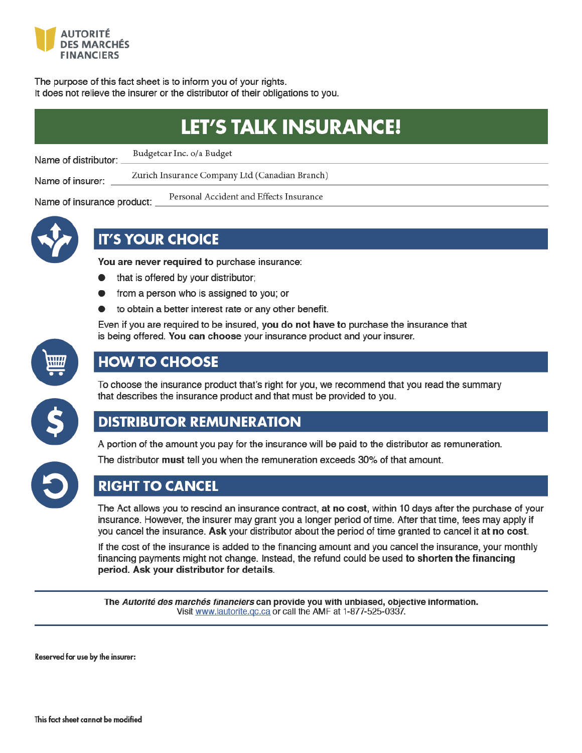AUTORITÉ DES MARCHÉS FINANCIERS

The purpose of this fact sheet is to inform you of your rights.
It does not relieve the insurer or the distributor of their obligations to you.

# LET'S TALK INSURANCE!

Name of distributor: Budgetcar Inc. o/a Budget

Name of insurer: Zurich Insurance Company Ltd (Canadian Branch)

Name of insurance product: Personal Accident and Effects Insurance

## IT'S YOUR CHOICE

**You are never required to** purchase insurance:

- that is offered by your distributor;
- from a person who is assigned to you; or
- to obtain a better interest rate or any other benefit.

Even if you are required to be insured, **you do not have to** purchase the insurance that is being offered. **You can choose** your insurance product and your insurer.

## HOW TO CHOOSE

To choose the insurance product that's right for you, we recommend that you read the summary that describes the insurance product and that must be provided to you.

## DISTRIBUTOR REMUNERATION

A portion of the amount you pay for the insurance will be paid to the distributor as remuneration.

The distributor **must** tell you when the remuneration exceeds 30% of that amount.

## RIGHT TO CANCEL

The Act allows you to rescind an insurance contract, **at no cost**, within 10 days after the purchase of your insurance. However, the insurer may grant you a longer period of time. After that time, fees may apply if you cancel the insurance. **Ask** your distributor about the period of time granted to cancel it **at no cost**.

If the cost of the insurance is added to the financing amount and you cancel the insurance, your monthly financing payments might not change. Instead, the refund could be used **to shorten the financing period. Ask your distributor for details**.

---

**The *Autorité des marchés financiers* can provide you with unbiased, objective information.**
Visit www.lautorite.qc.ca or call the AMF at 1-877-525-0337.

---

**Reserved for use by the insurer:**

**This fact sheet cannot be modified**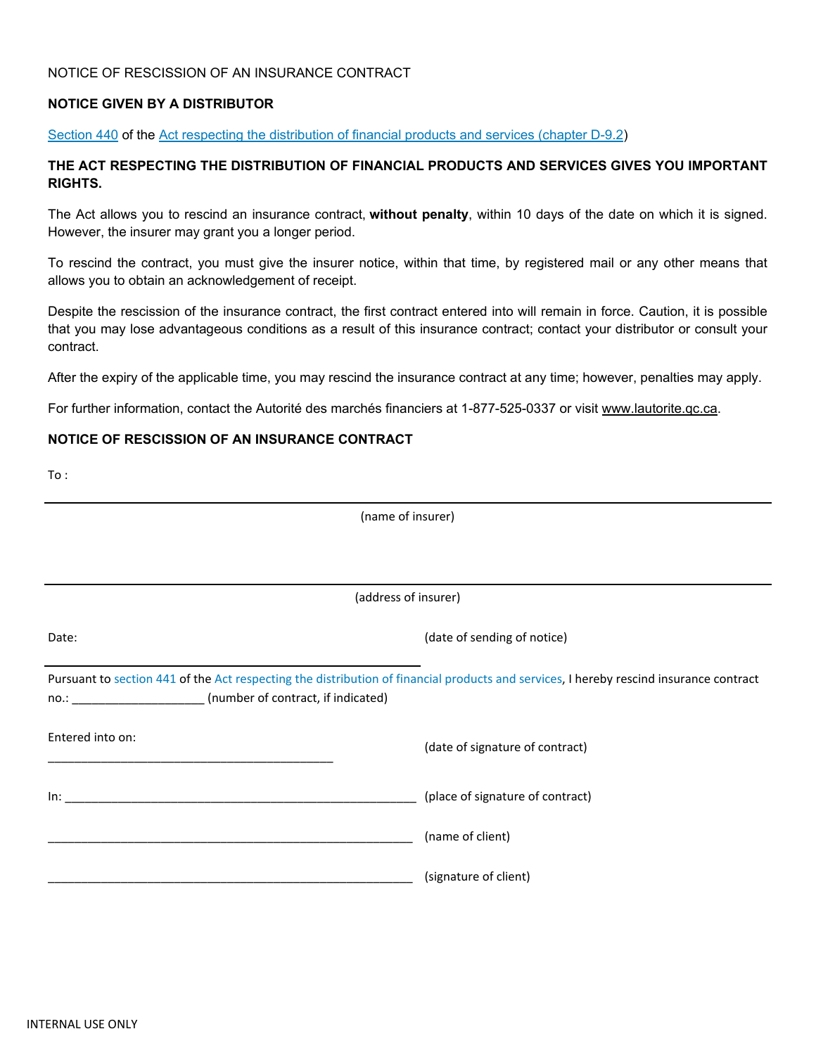NOTICE OF RESCISSION OF AN INSURANCE CONTRACT

**NOTICE GIVEN BY A DISTRIBUTOR**

Section 440 of the Act respecting the distribution of financial products and services (chapter D-9.2)

**THE ACT RESPECTING THE DISTRIBUTION OF FINANCIAL PRODUCTS AND SERVICES GIVES YOU IMPORTANT RIGHTS.**

The Act allows you to rescind an insurance contract, **without penalty**, within 10 days of the date on which it is signed. However, the insurer may grant you a longer period.

To rescind the contract, you must give the insurer notice, within that time, by registered mail or any other means that allows you to obtain an acknowledgement of receipt.

Despite the rescission of the insurance contract, the first contract entered into will remain in force. Caution, it is possible that you may lose advantageous conditions as a result of this insurance contract; contact your distributor or consult your contract.

After the expiry of the applicable time, you may rescind the insurance contract at any time; however, penalties may apply.

For further information, contact the Autorité des marchés financiers at 1-877-525-0337 or visit www.lautorite.qc.ca.

**NOTICE OF RESCISSION OF AN INSURANCE CONTRACT**

To :

\_\_\_\_\_\_\_\_\_\_\_\_\_\_\_\_\_\_\_\_\_\_\_\_\_\_\_\_\_\_\_\_\_\_\_\_\_\_\_\_\_\_\_\_\_\_\_\_\_\_\_\_

(name of insurer)

\_\_\_\_\_\_\_\_\_\_\_\_\_\_\_\_\_\_\_\_\_\_\_\_\_\_\_\_\_\_\_\_\_\_\_\_\_\_\_\_\_\_\_\_\_\_\_\_\_\_\_\_

(address of insurer)

Date: \_\_\_\_\_\_\_\_\_\_\_\_\_\_\_\_\_\_\_\_\_\_\_\_\_\_\_\_\_\_\_\_ (date of sending of notice)

Pursuant to section 441 of the Act respecting the distribution of financial products and services, I hereby rescind insurance contract no.: \_\_\_\_\_\_\_\_\_\_\_\_\_\_\_\_\_\_\_\_ (number of contract, if indicated)

Entered into on: \_\_\_\_\_\_\_\_\_\_\_\_\_\_\_\_\_\_\_\_\_\_\_\_\_\_\_\_\_\_\_\_\_\_\_\_\_\_\_\_\_\_\_\_ (date of signature of contract)

In: \_\_\_\_\_\_\_\_\_\_\_\_\_\_\_\_\_\_\_\_\_\_\_\_\_\_\_\_\_\_\_\_\_\_\_\_\_\_\_\_\_\_\_\_\_\_\_\_\_\_\_\_\_\_\_\_ (place of signature of contract)

\_\_\_\_\_\_\_\_\_\_\_\_\_\_\_\_\_\_\_\_\_\_\_\_\_\_\_\_\_\_\_\_\_\_\_\_\_\_\_\_\_\_\_\_\_\_\_\_\_\_\_\_\_\_\_\_\_\_ (name of client)

\_\_\_\_\_\_\_\_\_\_\_\_\_\_\_\_\_\_\_\_\_\_\_\_\_\_\_\_\_\_\_\_\_\_\_\_\_\_\_\_\_\_\_\_\_\_\_\_\_\_\_\_\_\_\_\_\_\_ (signature of client)

INTERNAL USE ONLY